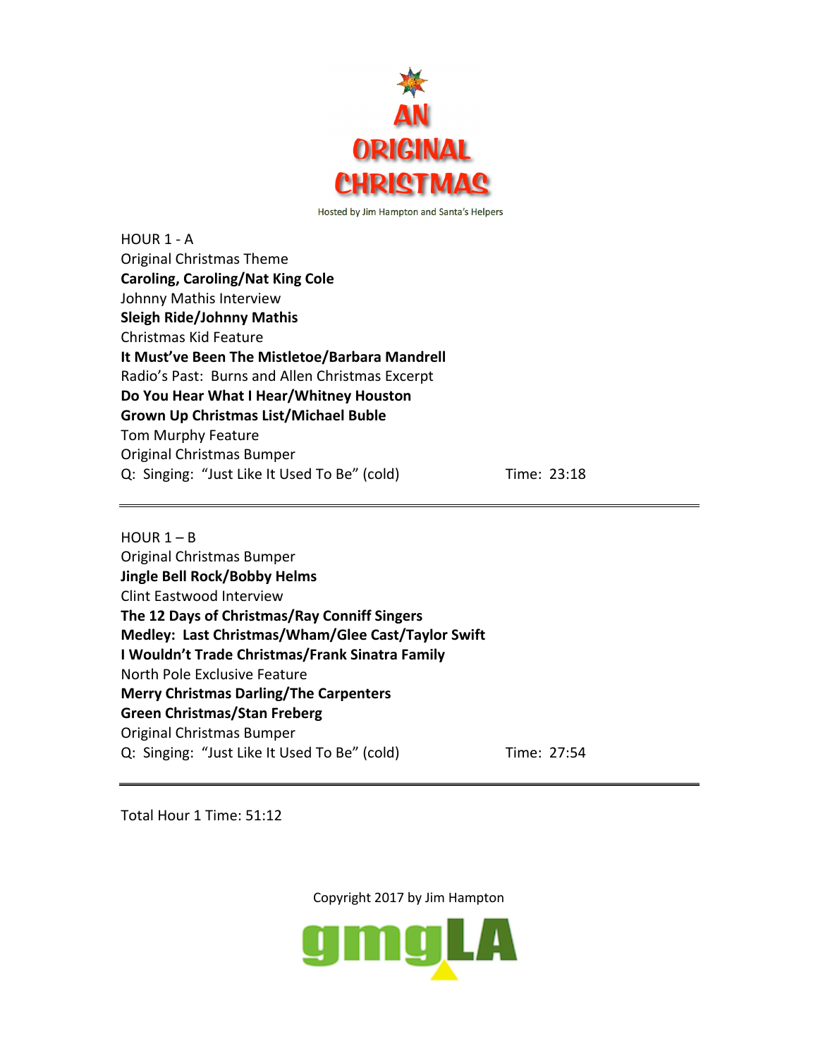# AN ORIGINAL CHRISTMAS

Hosted by Jim Hampton and Santa's Helpers

HOUR 1 - A
Original Christmas Theme
**Caroling, Caroling/Nat King Cole**
Johnny Mathis Interview
**Sleigh Ride/Johnny Mathis**
Christmas Kid Feature
**It Must've Been The Mistletoe/Barbara Mandrell**
Radio's Past: Burns and Allen Christmas Excerpt
**Do You Hear What I Hear/Whitney Houston**
**Grown Up Christmas List/Michael Buble**
Tom Murphy Feature
Original Christmas Bumper
Q: Singing: "Just Like It Used To Be" (cold) Time: 23:18

---

HOUR 1 – B
Original Christmas Bumper
**Jingle Bell Rock/Bobby Helms**
Clint Eastwood Interview
**The 12 Days of Christmas/Ray Conniff Singers**
**Medley: Last Christmas/Wham/Glee Cast/Taylor Swift**
**I Wouldn't Trade Christmas/Frank Sinatra Family**
North Pole Exclusive Feature
**Merry Christmas Darling/The Carpenters**
**Green Christmas/Stan Freberg**
Original Christmas Bumper
Q: Singing: "Just Like It Used To Be" (cold) Time: 27:54

---

Total Hour 1 Time: 51:12

Copyright 2017 by Jim Hampton

gmgLA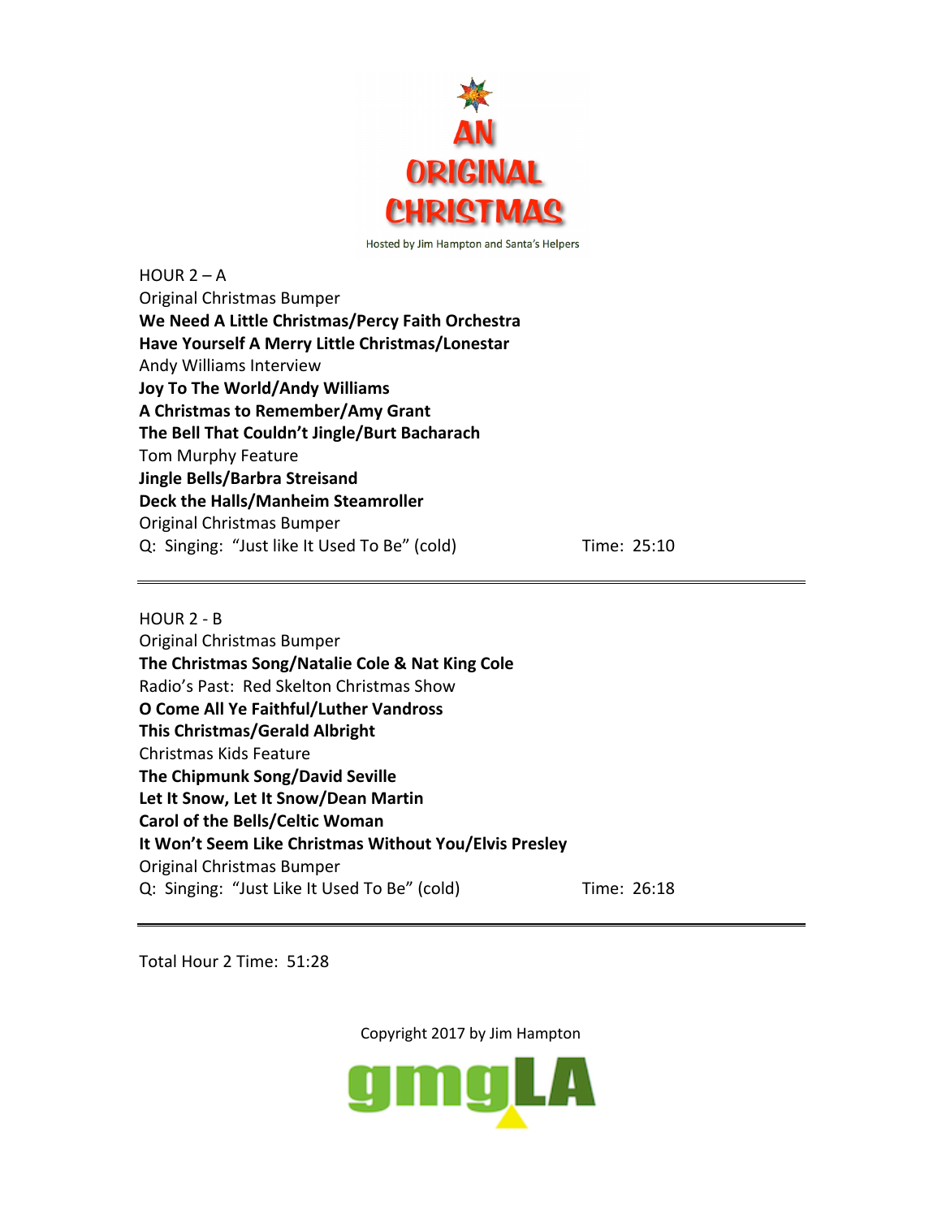# AN ORIGINAL CHRISTMAS

Hosted by Jim Hampton and Santa's Helpers

HOUR 2 – A
Original Christmas Bumper
**We Need A Little Christmas/Percy Faith Orchestra**
**Have Yourself A Merry Little Christmas/Lonestar**
Andy Williams Interview
**Joy To The World/Andy Williams**
**A Christmas to Remember/Amy Grant**
**The Bell That Couldn't Jingle/Burt Bacharach**
Tom Murphy Feature
**Jingle Bells/Barbra Streisand**
**Deck the Halls/Manheim Steamroller**
Original Christmas Bumper
Q: Singing: "Just like It Used To Be" (cold) Time: 25:10

---

HOUR 2 - B
Original Christmas Bumper
**The Christmas Song/Natalie Cole & Nat King Cole**
Radio's Past: Red Skelton Christmas Show
**O Come All Ye Faithful/Luther Vandross**
**This Christmas/Gerald Albright**
Christmas Kids Feature
**The Chipmunk Song/David Seville**
**Let It Snow, Let It Snow/Dean Martin**
**Carol of the Bells/Celtic Woman**
**It Won't Seem Like Christmas Without You/Elvis Presley**
Original Christmas Bumper
Q: Singing: "Just Like It Used To Be" (cold) Time: 26:18

---

Total Hour 2 Time: 51:28

Copyright 2017 by Jim Hampton

gmgLA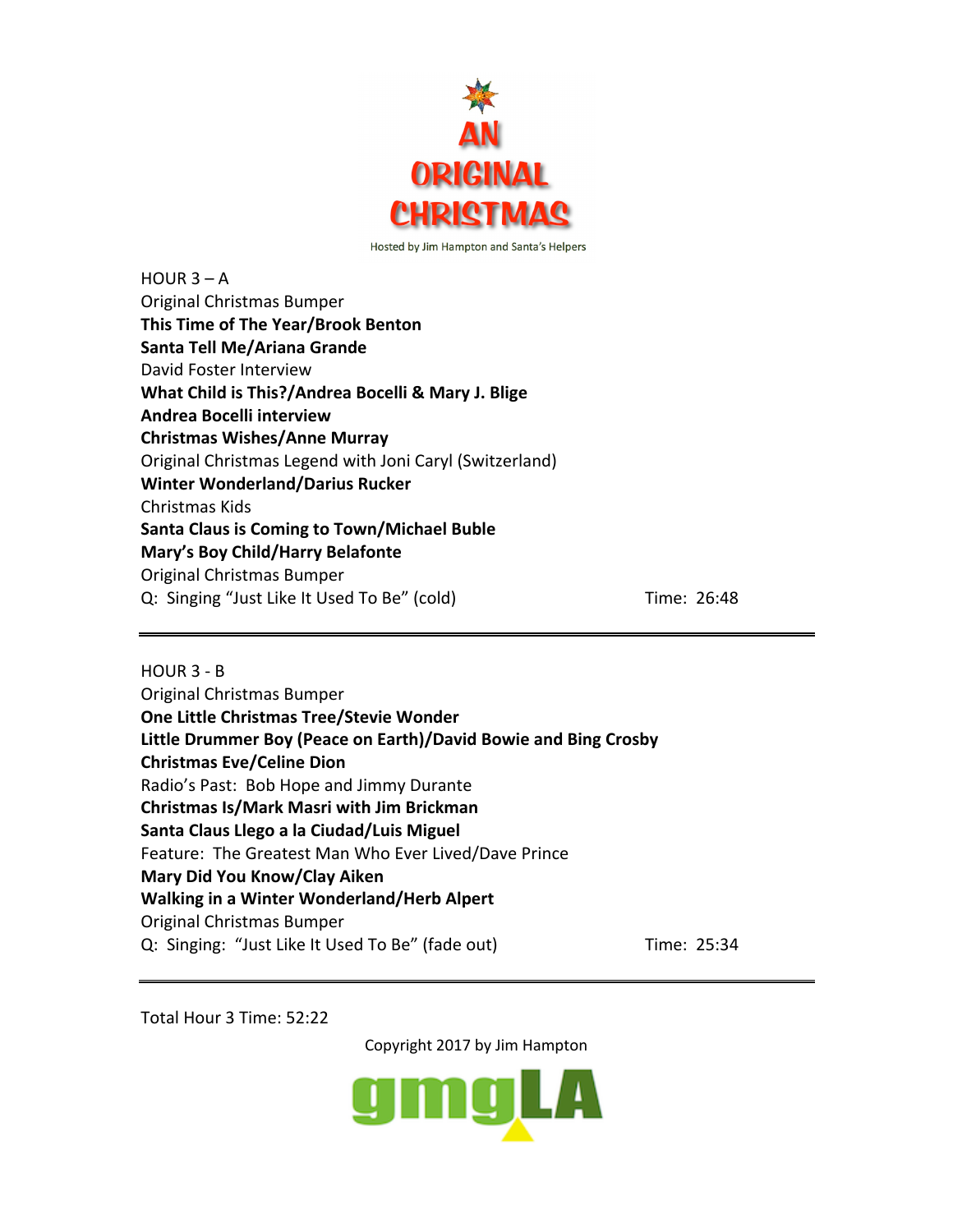# AN ORIGINAL CHRISTMAS

Hosted by Jim Hampton and Santa's Helpers

HOUR 3 – A
Original Christmas Bumper
**This Time of The Year/Brook Benton**
**Santa Tell Me/Ariana Grande**
David Foster Interview
**What Child is This?/Andrea Bocelli & Mary J. Blige**
**Andrea Bocelli interview**
**Christmas Wishes/Anne Murray**
Original Christmas Legend with Joni Caryl (Switzerland)
**Winter Wonderland/Darius Rucker**
Christmas Kids
**Santa Claus is Coming to Town/Michael Buble**
**Mary's Boy Child/Harry Belafonte**
Original Christmas Bumper
Q: Singing "Just Like It Used To Be" (cold) Time: 26:48

---

HOUR 3 - B
Original Christmas Bumper
**One Little Christmas Tree/Stevie Wonder**
**Little Drummer Boy (Peace on Earth)/David Bowie and Bing Crosby**
**Christmas Eve/Celine Dion**
Radio's Past: Bob Hope and Jimmy Durante
**Christmas Is/Mark Masri with Jim Brickman**
**Santa Claus Llego a la Ciudad/Luis Miguel**
Feature: The Greatest Man Who Ever Lived/Dave Prince
**Mary Did You Know/Clay Aiken**
**Walking in a Winter Wonderland/Herb Alpert**
Original Christmas Bumper
Q: Singing: "Just Like It Used To Be" (fade out) Time: 25:34

---

Total Hour 3 Time: 52:22

Copyright 2017 by Jim Hampton

gmgLA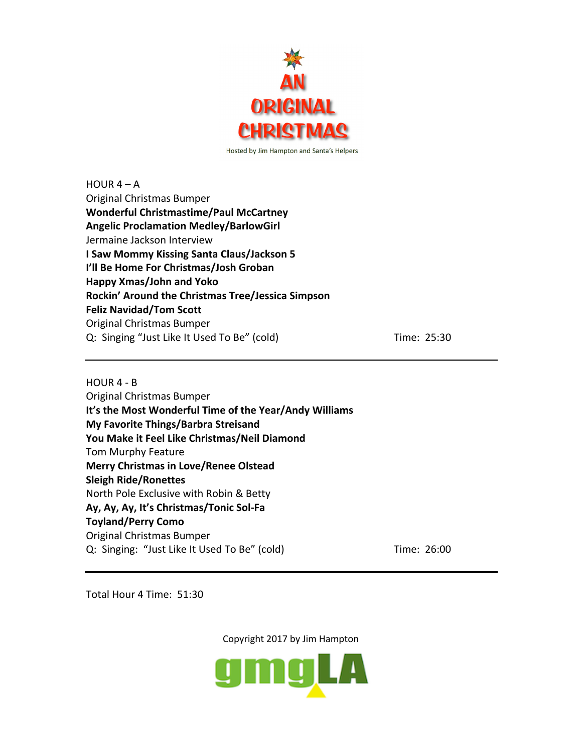# AN ORIGINAL CHRISTMAS

Hosted by Jim Hampton and Santa's Helpers

HOUR 4 – A

Original Christmas Bumper
**Wonderful Christmastime/Paul McCartney**
**Angelic Proclamation Medley/BarlowGirl**
Jermaine Jackson Interview
**I Saw Mommy Kissing Santa Claus/Jackson 5**
**I'll Be Home For Christmas/Josh Groban**
**Happy Xmas/John and Yoko**
**Rockin' Around the Christmas Tree/Jessica Simpson**
**Feliz Navidad/Tom Scott**
Original Christmas Bumper
Q: Singing "Just Like It Used To Be" (cold) Time: 25:30

---

HOUR 4 - B

Original Christmas Bumper
**It's the Most Wonderful Time of the Year/Andy Williams**
**My Favorite Things/Barbra Streisand**
**You Make it Feel Like Christmas/Neil Diamond**
Tom Murphy Feature
**Merry Christmas in Love/Renee Olstead**
**Sleigh Ride/Ronettes**
North Pole Exclusive with Robin & Betty
**Ay, Ay, Ay, It's Christmas/Tonic Sol-Fa**
**Toyland/Perry Como**
Original Christmas Bumper
Q: Singing: "Just Like It Used To Be" (cold) Time: 26:00

---

Total Hour 4 Time: 51:30

Copyright 2017 by Jim Hampton

gmgLA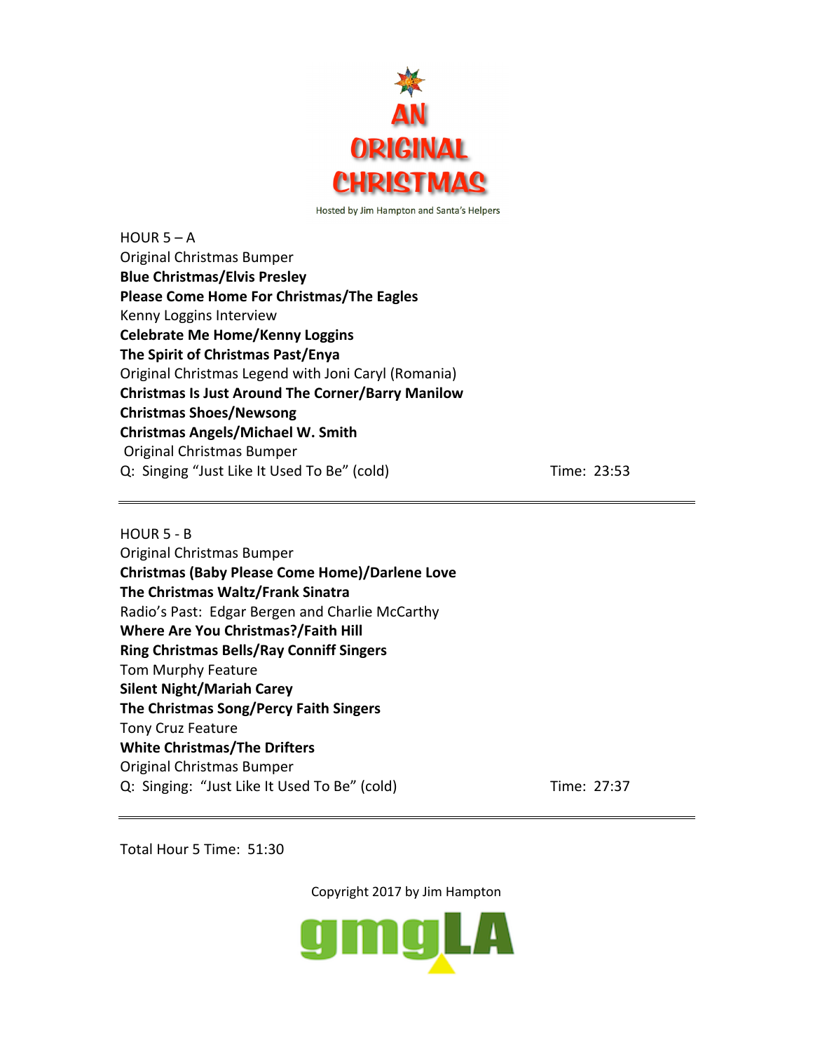# AN ORIGINAL CHRISTMAS

Hosted by Jim Hampton and Santa's Helpers

HOUR 5 – A

Original Christmas Bumper

**Blue Christmas/Elvis Presley**

**Please Come Home For Christmas/The Eagles**

Kenny Loggins Interview

**Celebrate Me Home/Kenny Loggins**

**The Spirit of Christmas Past/Enya**

Original Christmas Legend with Joni Caryl (Romania)

**Christmas Is Just Around The Corner/Barry Manilow**

**Christmas Shoes/Newsong**

**Christmas Angels/Michael W. Smith**

Original Christmas Bumper

Q: Singing "Just Like It Used To Be" (cold) Time: 23:53

---

HOUR 5 - B

Original Christmas Bumper

**Christmas (Baby Please Come Home)/Darlene Love**

**The Christmas Waltz/Frank Sinatra**

Radio's Past: Edgar Bergen and Charlie McCarthy

**Where Are You Christmas?/Faith Hill**

**Ring Christmas Bells/Ray Conniff Singers**

Tom Murphy Feature

**Silent Night/Mariah Carey**

**The Christmas Song/Percy Faith Singers**

Tony Cruz Feature

**White Christmas/The Drifters**

Original Christmas Bumper

Q: Singing: "Just Like It Used To Be" (cold) Time: 27:37

---

Total Hour 5 Time: 51:30

Copyright 2017 by Jim Hampton

gmgLA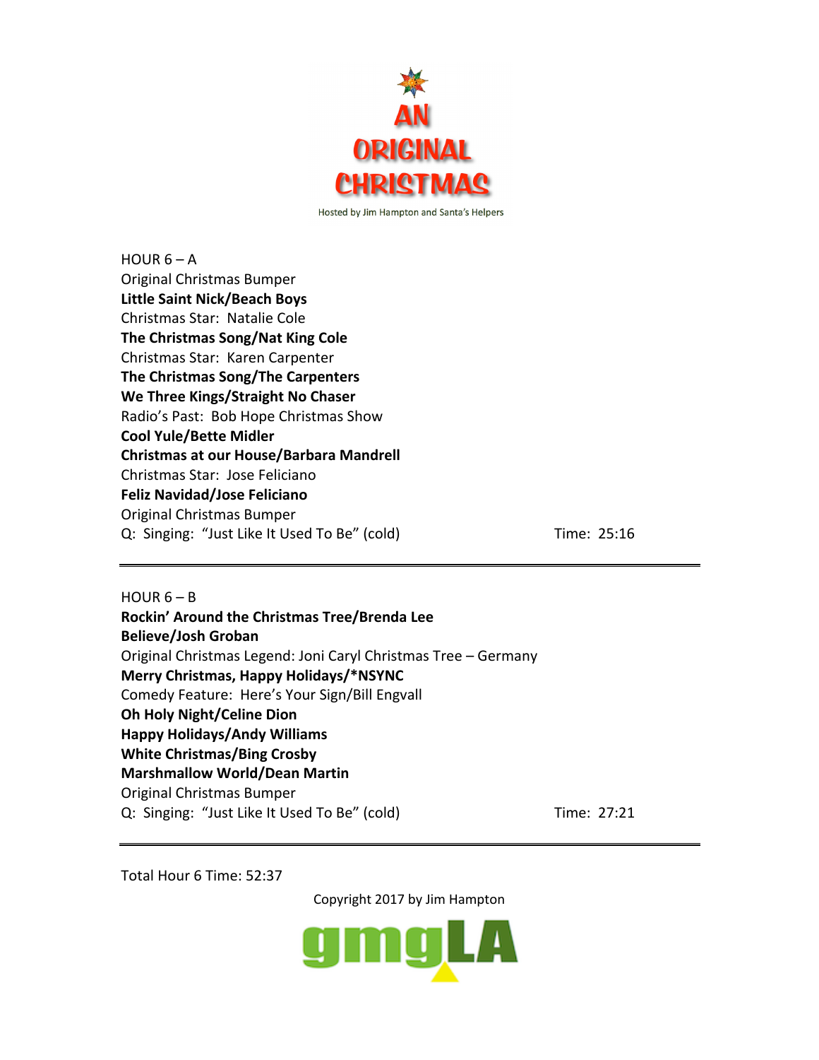# AN ORIGINAL CHRISTMAS

Hosted by Jim Hampton and Santa's Helpers

HOUR 6 – A
Original Christmas Bumper
**Little Saint Nick/Beach Boys**
Christmas Star: Natalie Cole
**The Christmas Song/Nat King Cole**
Christmas Star: Karen Carpenter
**The Christmas Song/The Carpenters**
**We Three Kings/Straight No Chaser**
Radio's Past: Bob Hope Christmas Show
**Cool Yule/Bette Midler**
**Christmas at our House/Barbara Mandrell**
Christmas Star: Jose Feliciano
**Feliz Navidad/Jose Feliciano**
Original Christmas Bumper
Q: Singing: "Just Like It Used To Be" (cold) Time: 25:16

---

HOUR 6 – B
**Rockin' Around the Christmas Tree/Brenda Lee**
**Believe/Josh Groban**
Original Christmas Legend: Joni Caryl Christmas Tree – Germany
**Merry Christmas, Happy Holidays/*NSYNC**
Comedy Feature: Here's Your Sign/Bill Engvall
**Oh Holy Night/Celine Dion**
**Happy Holidays/Andy Williams**
**White Christmas/Bing Crosby**
**Marshmallow World/Dean Martin**
Original Christmas Bumper
Q: Singing: "Just Like It Used To Be" (cold) Time: 27:21

---

Total Hour 6 Time: 52:37

Copyright 2017 by Jim Hampton

gmgLA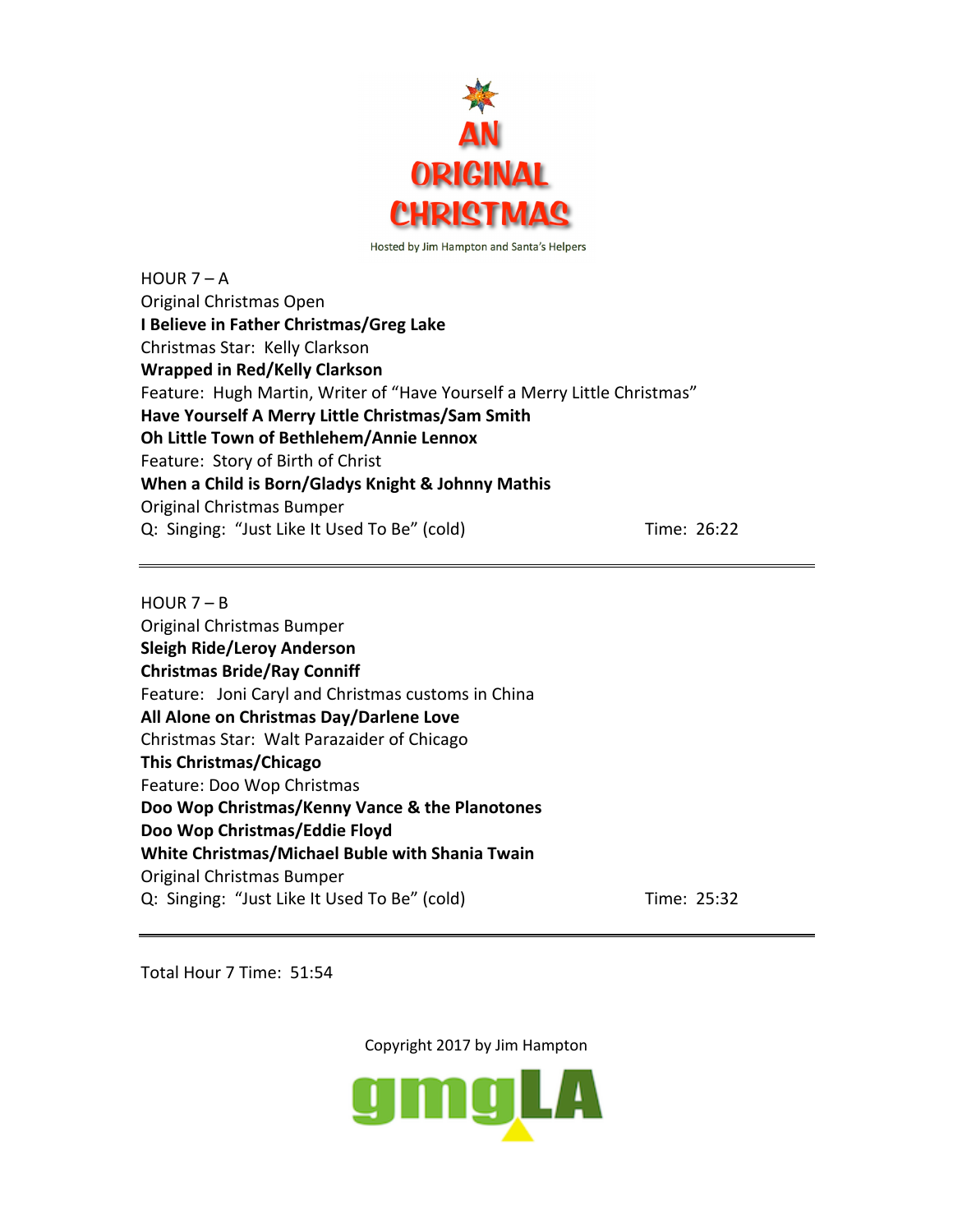# AN ORIGINAL CHRISTMAS

Hosted by Jim Hampton and Santa's Helpers

HOUR 7 – A

Original Christmas Open

**I Believe in Father Christmas/Greg Lake**

Christmas Star: Kelly Clarkson

**Wrapped in Red/Kelly Clarkson**

Feature: Hugh Martin, Writer of "Have Yourself a Merry Little Christmas"

**Have Yourself A Merry Little Christmas/Sam Smith**

**Oh Little Town of Bethlehem/Annie Lennox**

Feature: Story of Birth of Christ

**When a Child is Born/Gladys Knight & Johnny Mathis**

Original Christmas Bumper

Q: Singing: "Just Like It Used To Be" (cold) Time: 26:22

---

HOUR 7 – B

Original Christmas Bumper

**Sleigh Ride/Leroy Anderson**

**Christmas Bride/Ray Conniff**

Feature: Joni Caryl and Christmas customs in China

**All Alone on Christmas Day/Darlene Love**

Christmas Star: Walt Parazaider of Chicago

**This Christmas/Chicago**

Feature: Doo Wop Christmas

**Doo Wop Christmas/Kenny Vance & the Planotones**

**Doo Wop Christmas/Eddie Floyd**

**White Christmas/Michael Buble with Shania Twain**

Original Christmas Bumper

Q: Singing: "Just Like It Used To Be" (cold) Time: 25:32

---

Total Hour 7 Time: 51:54

Copyright 2017 by Jim Hampton

gmgLA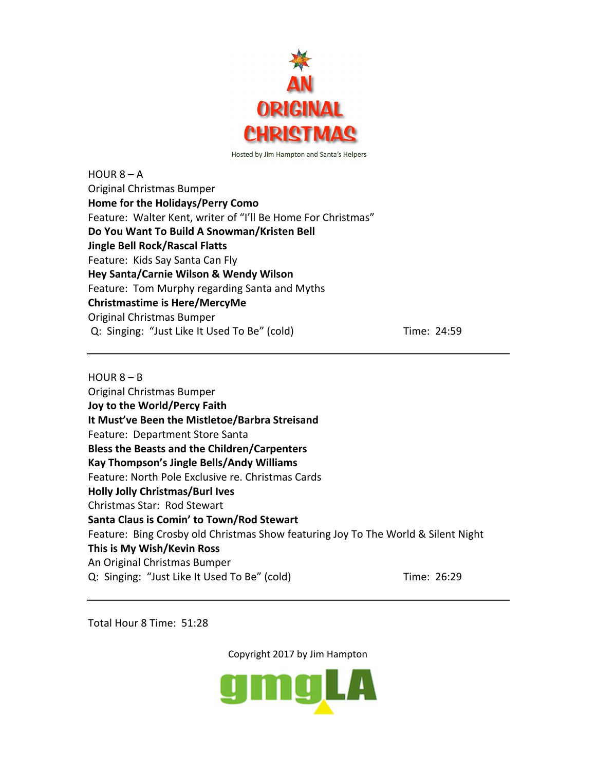# AN ORIGINAL CHRISTMAS

Hosted by Jim Hampton and Santa's Helpers

HOUR 8 – A

Original Christmas Bumper

**Home for the Holidays/Perry Como**

Feature: Walter Kent, writer of "I'll Be Home For Christmas"

**Do You Want To Build A Snowman/Kristen Bell**

**Jingle Bell Rock/Rascal Flatts**

Feature: Kids Say Santa Can Fly

**Hey Santa/Carnie Wilson & Wendy Wilson**

Feature: Tom Murphy regarding Santa and Myths

**Christmastime is Here/MercyMe**

Original Christmas Bumper

Q: Singing: "Just Like It Used To Be" (cold) Time: 24:59

---

HOUR 8 – B

Original Christmas Bumper

**Joy to the World/Percy Faith**

**It Must've Been the Mistletoe/Barbra Streisand**

Feature: Department Store Santa

**Bless the Beasts and the Children/Carpenters**

**Kay Thompson's Jingle Bells/Andy Williams**

Feature: North Pole Exclusive re. Christmas Cards

**Holly Jolly Christmas/Burl Ives**

Christmas Star: Rod Stewart

**Santa Claus is Comin' to Town/Rod Stewart**

Feature: Bing Crosby old Christmas Show featuring Joy To The World & Silent Night

**This is My Wish/Kevin Ross**

An Original Christmas Bumper

Q: Singing: "Just Like It Used To Be" (cold) Time: 26:29

---

Total Hour 8 Time: 51:28

Copyright 2017 by Jim Hampton

gmgLA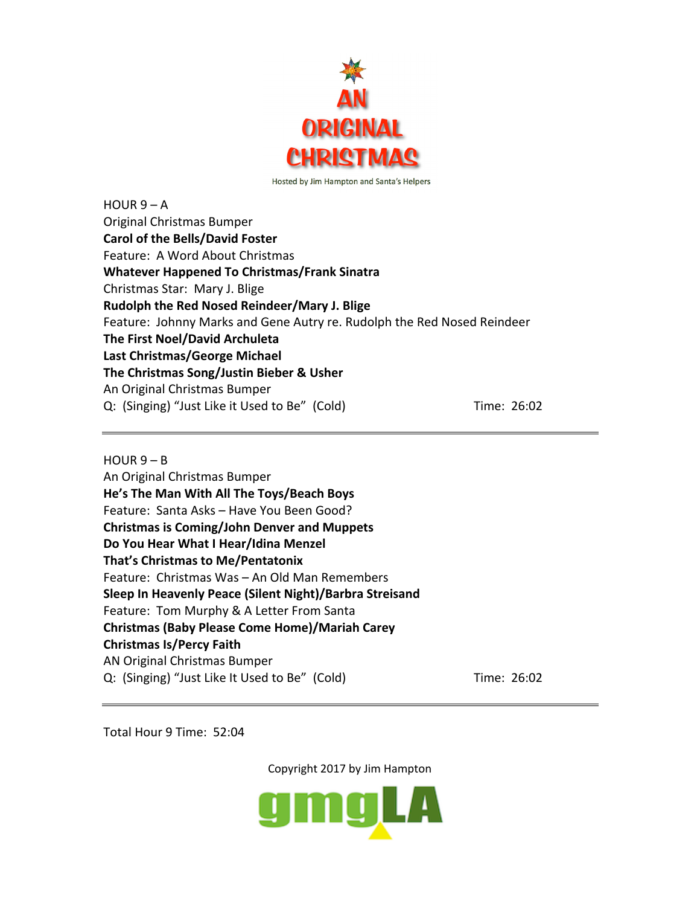# AN ORIGINAL CHRISTMAS

Hosted by Jim Hampton and Santa's Helpers

HOUR 9 – A
Original Christmas Bumper
**Carol of the Bells/David Foster**
Feature: A Word About Christmas
**Whatever Happened To Christmas/Frank Sinatra**
Christmas Star: Mary J. Blige
**Rudolph the Red Nosed Reindeer/Mary J. Blige**
Feature: Johnny Marks and Gene Autry re. Rudolph the Red Nosed Reindeer
**The First Noel/David Archuleta**
**Last Christmas/George Michael**
**The Christmas Song/Justin Bieber & Usher**
An Original Christmas Bumper
Q: (Singing) "Just Like it Used to Be" (Cold) Time: 26:02

---

HOUR 9 – B
An Original Christmas Bumper
**He's The Man With All The Toys/Beach Boys**
Feature: Santa Asks – Have You Been Good?
**Christmas is Coming/John Denver and Muppets**
**Do You Hear What I Hear/Idina Menzel**
**That's Christmas to Me/Pentatonix**
Feature: Christmas Was – An Old Man Remembers
**Sleep In Heavenly Peace (Silent Night)/Barbra Streisand**
Feature: Tom Murphy & A Letter From Santa
**Christmas (Baby Please Come Home)/Mariah Carey**
**Christmas Is/Percy Faith**
AN Original Christmas Bumper
Q: (Singing) "Just Like It Used to Be" (Cold) Time: 26:02

---

Total Hour 9 Time: 52:04

Copyright 2017 by Jim Hampton

gmgLA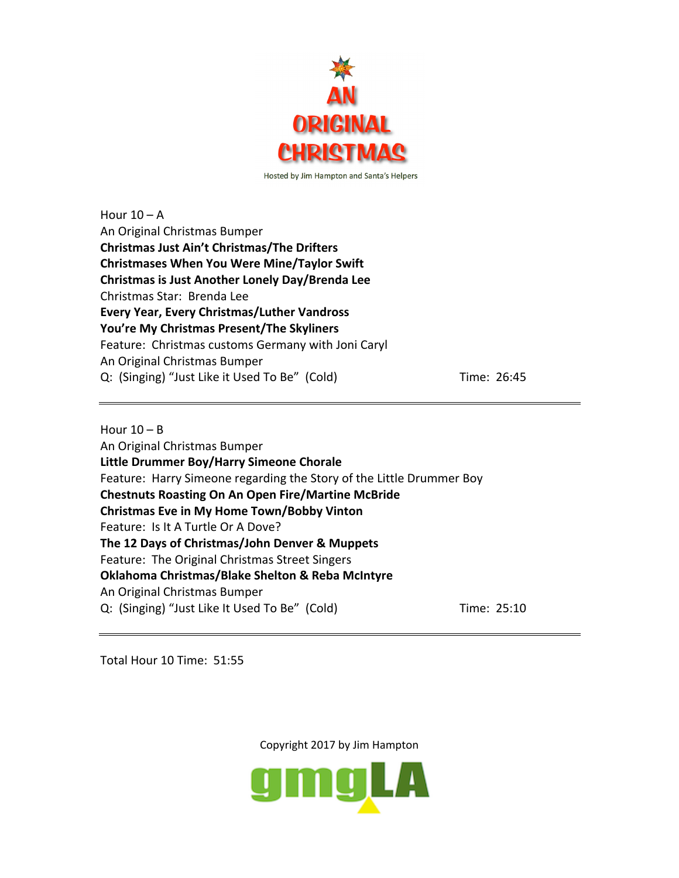# AN ORIGINAL CHRISTMAS

Hosted by Jim Hampton and Santa's Helpers

Hour 10 – A
An Original Christmas Bumper
**Christmas Just Ain't Christmas/The Drifters**
**Christmases When You Were Mine/Taylor Swift**
**Christmas is Just Another Lonely Day/Brenda Lee**
Christmas Star: Brenda Lee
**Every Year, Every Christmas/Luther Vandross**
**You're My Christmas Present/The Skyliners**
Feature: Christmas customs Germany with Joni Caryl
An Original Christmas Bumper
Q: (Singing) "Just Like it Used To Be" (Cold) Time: 26:45

---

Hour 10 – B
An Original Christmas Bumper
**Little Drummer Boy/Harry Simeone Chorale**
Feature: Harry Simeone regarding the Story of the Little Drummer Boy
**Chestnuts Roasting On An Open Fire/Martine McBride**
**Christmas Eve in My Home Town/Bobby Vinton**
Feature: Is It A Turtle Or A Dove?
**The 12 Days of Christmas/John Denver & Muppets**
Feature: The Original Christmas Street Singers
**Oklahoma Christmas/Blake Shelton & Reba McIntyre**
An Original Christmas Bumper
Q: (Singing) "Just Like It Used To Be" (Cold) Time: 25:10

---

Total Hour 10 Time: 51:55

Copyright 2017 by Jim Hampton

gmgLA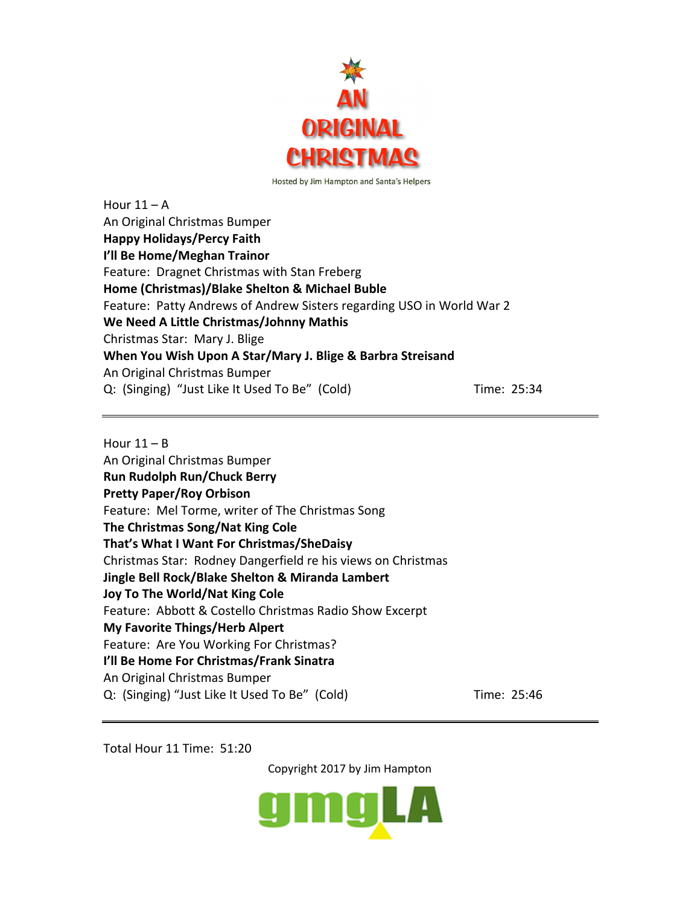# AN ORIGINAL CHRISTMAS

Hosted by Jim Hampton and Santa's Helpers

Hour 11 – A
An Original Christmas Bumper
**Happy Holidays/Percy Faith**
**I'll Be Home/Meghan Trainor**
Feature: Dragnet Christmas with Stan Freberg
**Home (Christmas)/Blake Shelton & Michael Buble**
Feature: Patty Andrews of Andrew Sisters regarding USO in World War 2
**We Need A Little Christmas/Johnny Mathis**
Christmas Star: Mary J. Blige
**When You Wish Upon A Star/Mary J. Blige & Barbra Streisand**
An Original Christmas Bumper
Q: (Singing) "Just Like It Used To Be" (Cold) Time: 25:34

---

Hour 11 – B
An Original Christmas Bumper
**Run Rudolph Run/Chuck Berry**
**Pretty Paper/Roy Orbison**
Feature: Mel Torme, writer of The Christmas Song
**The Christmas Song/Nat King Cole**
**That's What I Want For Christmas/SheDaisy**
Christmas Star: Rodney Dangerfield re his views on Christmas
**Jingle Bell Rock/Blake Shelton & Miranda Lambert**
**Joy To The World/Nat King Cole**
Feature: Abbott & Costello Christmas Radio Show Excerpt
**My Favorite Things/Herb Alpert**
Feature: Are You Working For Christmas?
**I'll Be Home For Christmas/Frank Sinatra**
An Original Christmas Bumper
Q: (Singing) "Just Like It Used To Be" (Cold) Time: 25:46

---

Total Hour 11 Time: 51:20

Copyright 2017 by Jim Hampton

gmgLA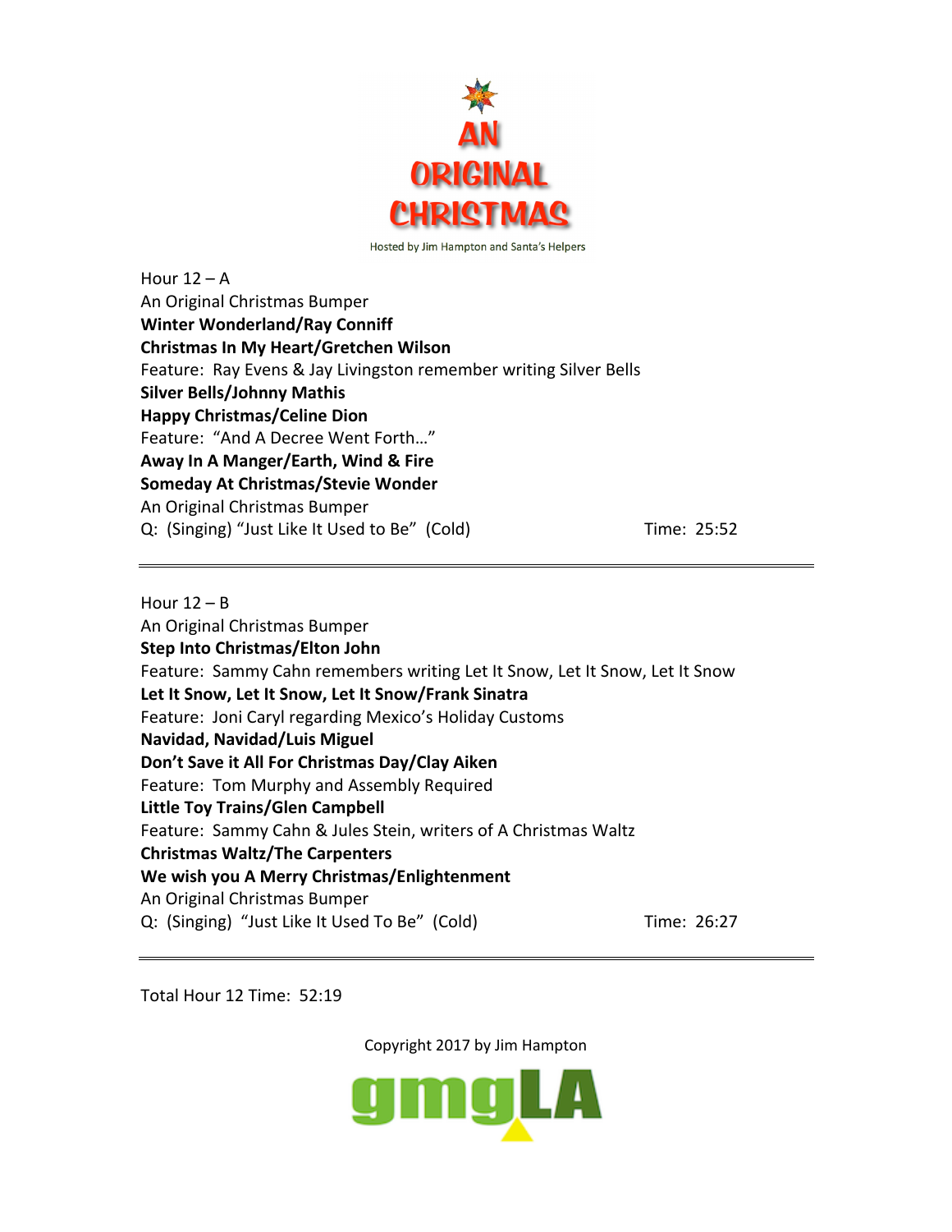# AN ORIGINAL CHRISTMAS

Hosted by Jim Hampton and Santa's Helpers

Hour 12 – A
An Original Christmas Bumper
**Winter Wonderland/Ray Conniff**
**Christmas In My Heart/Gretchen Wilson**
Feature: Ray Evens & Jay Livingston remember writing Silver Bells
**Silver Bells/Johnny Mathis**
**Happy Christmas/Celine Dion**
Feature: "And A Decree Went Forth…"
**Away In A Manger/Earth, Wind & Fire**
**Someday At Christmas/Stevie Wonder**
An Original Christmas Bumper
Q: (Singing) "Just Like It Used to Be" (Cold) Time: 25:52

---

Hour 12 – B
An Original Christmas Bumper
**Step Into Christmas/Elton John**
Feature: Sammy Cahn remembers writing Let It Snow, Let It Snow, Let It Snow
**Let It Snow, Let It Snow, Let It Snow/Frank Sinatra**
Feature: Joni Caryl regarding Mexico's Holiday Customs
**Navidad, Navidad/Luis Miguel**
**Don't Save it All For Christmas Day/Clay Aiken**
Feature: Tom Murphy and Assembly Required
**Little Toy Trains/Glen Campbell**
Feature: Sammy Cahn & Jules Stein, writers of A Christmas Waltz
**Christmas Waltz/The Carpenters**
**We wish you A Merry Christmas/Enlightenment**
An Original Christmas Bumper
Q: (Singing) "Just Like It Used To Be" (Cold) Time: 26:27

---

Total Hour 12 Time: 52:19

Copyright 2017 by Jim Hampton

gmgLA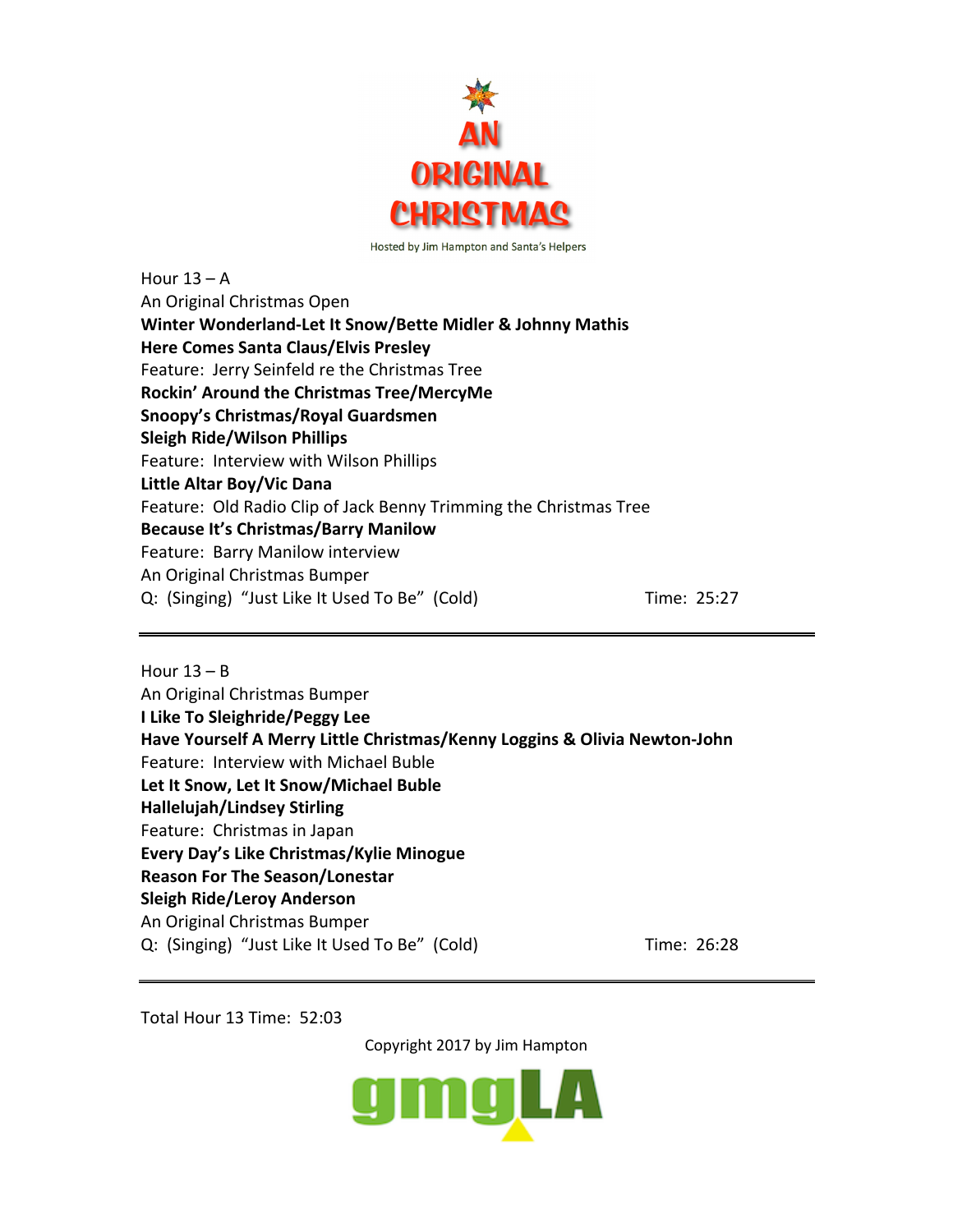# AN ORIGINAL CHRISTMAS

Hosted by Jim Hampton and Santa's Helpers

Hour 13 – A
An Original Christmas Open
**Winter Wonderland-Let It Snow/Bette Midler & Johnny Mathis**
**Here Comes Santa Claus/Elvis Presley**
Feature: Jerry Seinfeld re the Christmas Tree
**Rockin' Around the Christmas Tree/MercyMe**
**Snoopy's Christmas/Royal Guardsmen**
**Sleigh Ride/Wilson Phillips**
Feature: Interview with Wilson Phillips
**Little Altar Boy/Vic Dana**
Feature: Old Radio Clip of Jack Benny Trimming the Christmas Tree
**Because It's Christmas/Barry Manilow**
Feature: Barry Manilow interview
An Original Christmas Bumper
Q: (Singing) "Just Like It Used To Be" (Cold) Time: 25:27

---

Hour 13 – B
An Original Christmas Bumper
**I Like To Sleighride/Peggy Lee**
**Have Yourself A Merry Little Christmas/Kenny Loggins & Olivia Newton-John**
Feature: Interview with Michael Buble
**Let It Snow, Let It Snow/Michael Buble**
**Hallelujah/Lindsey Stirling**
Feature: Christmas in Japan
**Every Day's Like Christmas/Kylie Minogue**
**Reason For The Season/Lonestar**
**Sleigh Ride/Leroy Anderson**
An Original Christmas Bumper
Q: (Singing) "Just Like It Used To Be" (Cold) Time: 26:28

---

Total Hour 13 Time: 52:03

Copyright 2017 by Jim Hampton

gmgLA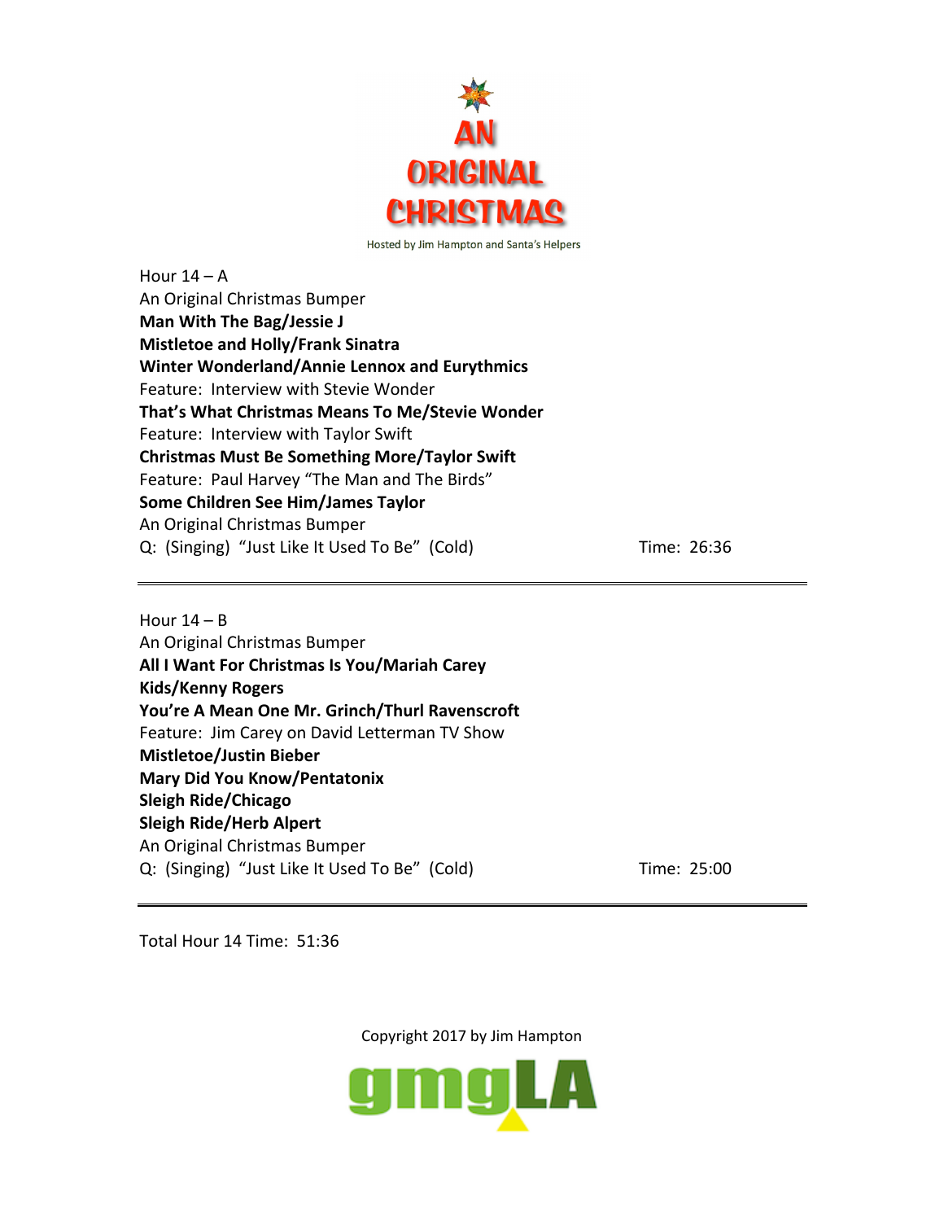# AN ORIGINAL CHRISTMAS

Hosted by Jim Hampton and Santa's Helpers

Hour 14 – A
An Original Christmas Bumper
**Man With The Bag/Jessie J**
**Mistletoe and Holly/Frank Sinatra**
**Winter Wonderland/Annie Lennox and Eurythmics**
Feature: Interview with Stevie Wonder
**That's What Christmas Means To Me/Stevie Wonder**
Feature: Interview with Taylor Swift
**Christmas Must Be Something More/Taylor Swift**
Feature: Paul Harvey "The Man and The Birds"
**Some Children See Him/James Taylor**
An Original Christmas Bumper
Q: (Singing) "Just Like It Used To Be" (Cold) Time: 26:36

---

Hour 14 – B
An Original Christmas Bumper
**All I Want For Christmas Is You/Mariah Carey**
**Kids/Kenny Rogers**
**You're A Mean One Mr. Grinch/Thurl Ravenscroft**
Feature: Jim Carey on David Letterman TV Show
**Mistletoe/Justin Bieber**
**Mary Did You Know/Pentatonix**
**Sleigh Ride/Chicago**
**Sleigh Ride/Herb Alpert**
An Original Christmas Bumper
Q: (Singing) "Just Like It Used To Be" (Cold) Time: 25:00

---

Total Hour 14 Time: 51:36

Copyright 2017 by Jim Hampton

gmgLA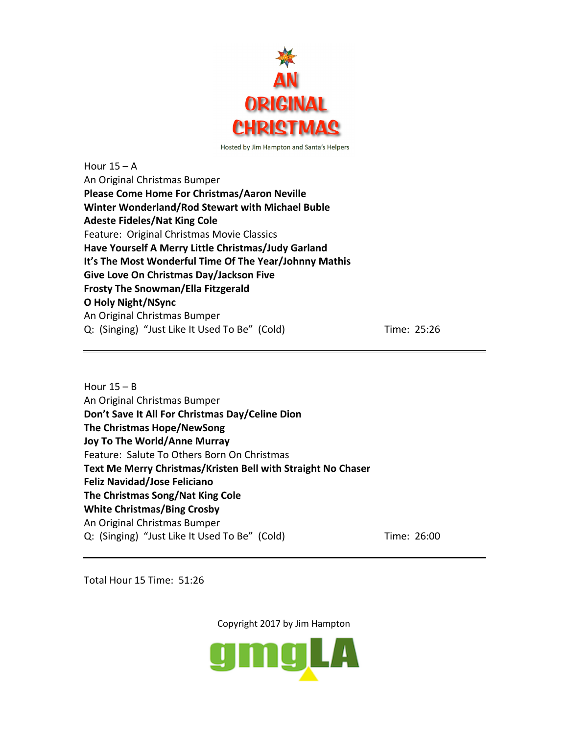# AN ORIGINAL CHRISTMAS

Hosted by Jim Hampton and Santa's Helpers

Hour 15 – A
An Original Christmas Bumper
**Please Come Home For Christmas/Aaron Neville**
**Winter Wonderland/Rod Stewart with Michael Buble**
**Adeste Fideles/Nat King Cole**
Feature: Original Christmas Movie Classics
**Have Yourself A Merry Little Christmas/Judy Garland**
**It's The Most Wonderful Time Of The Year/Johnny Mathis**
**Give Love On Christmas Day/Jackson Five**
**Frosty The Snowman/Ella Fitzgerald**
**O Holy Night/NSync**
An Original Christmas Bumper
Q: (Singing) "Just Like It Used To Be" (Cold) Time: 25:26

---

Hour 15 – B
An Original Christmas Bumper
**Don't Save It All For Christmas Day/Celine Dion**
**The Christmas Hope/NewSong**
**Joy To The World/Anne Murray**
Feature: Salute To Others Born On Christmas
**Text Me Merry Christmas/Kristen Bell with Straight No Chaser**
**Feliz Navidad/Jose Feliciano**
**The Christmas Song/Nat King Cole**
**White Christmas/Bing Crosby**
An Original Christmas Bumper
Q: (Singing) "Just Like It Used To Be" (Cold) Time: 26:00

---

Total Hour 15 Time: 51:26

Copyright 2017 by Jim Hampton

gmgLA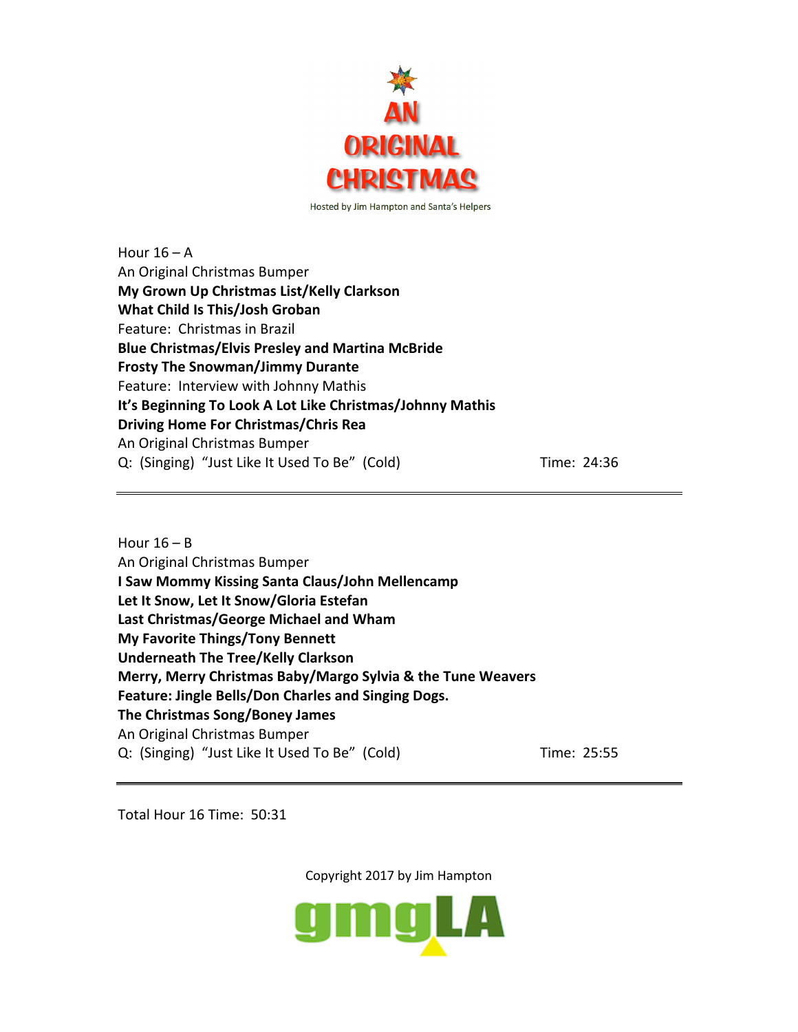# AN ORIGINAL CHRISTMAS

Hosted by Jim Hampton and Santa's Helpers

Hour 16 – A
An Original Christmas Bumper
**My Grown Up Christmas List/Kelly Clarkson**
**What Child Is This/Josh Groban**
Feature: Christmas in Brazil
**Blue Christmas/Elvis Presley and Martina McBride**
**Frosty The Snowman/Jimmy Durante**
Feature: Interview with Johnny Mathis
**It's Beginning To Look A Lot Like Christmas/Johnny Mathis**
**Driving Home For Christmas/Chris Rea**
An Original Christmas Bumper
Q: (Singing) "Just Like It Used To Be" (Cold) Time: 24:36

---

Hour 16 – B
An Original Christmas Bumper
**I Saw Mommy Kissing Santa Claus/John Mellencamp**
**Let It Snow, Let It Snow/Gloria Estefan**
**Last Christmas/George Michael and Wham**
**My Favorite Things/Tony Bennett**
**Underneath The Tree/Kelly Clarkson**
**Merry, Merry Christmas Baby/Margo Sylvia & the Tune Weavers**
**Feature: Jingle Bells/Don Charles and Singing Dogs.**
**The Christmas Song/Boney James**
An Original Christmas Bumper
Q: (Singing) "Just Like It Used To Be" (Cold) Time: 25:55

---

Total Hour 16 Time: 50:31

Copyright 2017 by Jim Hampton

gmgLA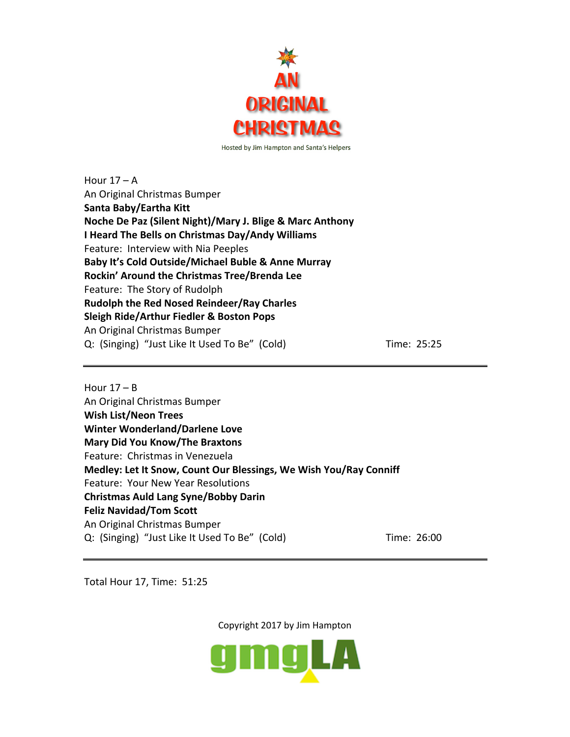# AN ORIGINAL CHRISTMAS

Hosted by Jim Hampton and Santa's Helpers

Hour 17 – A
An Original Christmas Bumper
**Santa Baby/Eartha Kitt**
**Noche De Paz (Silent Night)/Mary J. Blige & Marc Anthony**
**I Heard The Bells on Christmas Day/Andy Williams**
Feature: Interview with Nia Peeples
**Baby It's Cold Outside/Michael Buble & Anne Murray**
**Rockin' Around the Christmas Tree/Brenda Lee**
Feature: The Story of Rudolph
**Rudolph the Red Nosed Reindeer/Ray Charles**
**Sleigh Ride/Arthur Fiedler & Boston Pops**
An Original Christmas Bumper
Q: (Singing) "Just Like It Used To Be" (Cold) Time: 25:25

---

Hour 17 – B
An Original Christmas Bumper
**Wish List/Neon Trees**
**Winter Wonderland/Darlene Love**
**Mary Did You Know/The Braxtons**
Feature: Christmas in Venezuela
**Medley: Let It Snow, Count Our Blessings, We Wish You/Ray Conniff**
Feature: Your New Year Resolutions
**Christmas Auld Lang Syne/Bobby Darin**
**Feliz Navidad/Tom Scott**
An Original Christmas Bumper
Q: (Singing) "Just Like It Used To Be" (Cold) Time: 26:00

---

Total Hour 17, Time: 51:25

Copyright 2017 by Jim Hampton

gmgLA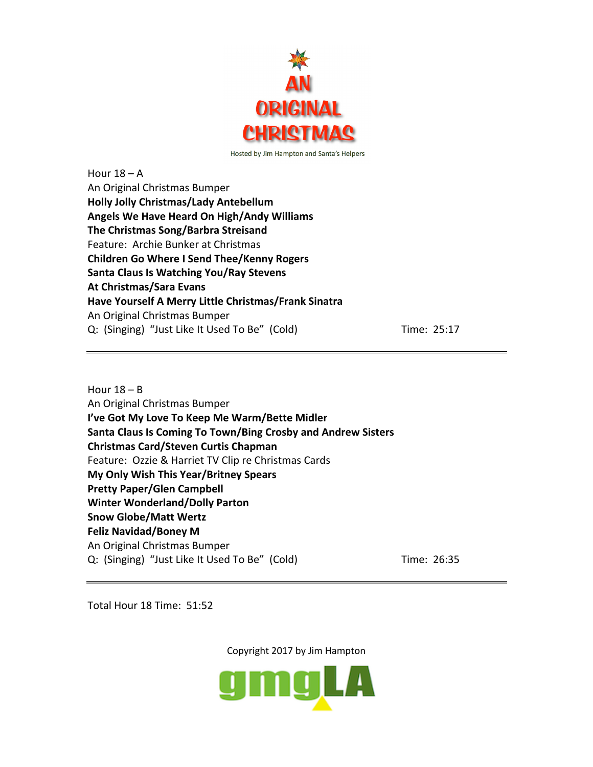# AN ORIGINAL CHRISTMAS

Hosted by Jim Hampton and Santa's Helpers

Hour 18 – A
An Original Christmas Bumper
**Holly Jolly Christmas/Lady Antebellum**
**Angels We Have Heard On High/Andy Williams**
**The Christmas Song/Barbra Streisand**
Feature: Archie Bunker at Christmas
**Children Go Where I Send Thee/Kenny Rogers**
**Santa Claus Is Watching You/Ray Stevens**
**At Christmas/Sara Evans**
**Have Yourself A Merry Little Christmas/Frank Sinatra**
An Original Christmas Bumper
Q: (Singing) "Just Like It Used To Be" (Cold) Time: 25:17

---

Hour 18 – B
An Original Christmas Bumper
**I've Got My Love To Keep Me Warm/Bette Midler**
**Santa Claus Is Coming To Town/Bing Crosby and Andrew Sisters**
**Christmas Card/Steven Curtis Chapman**
Feature: Ozzie & Harriet TV Clip re Christmas Cards
**My Only Wish This Year/Britney Spears**
**Pretty Paper/Glen Campbell**
**Winter Wonderland/Dolly Parton**
**Snow Globe/Matt Wertz**
**Feliz Navidad/Boney M**
An Original Christmas Bumper
Q: (Singing) "Just Like It Used To Be" (Cold) Time: 26:35

---

Total Hour 18 Time: 51:52

Copyright 2017 by Jim Hampton

gmgLA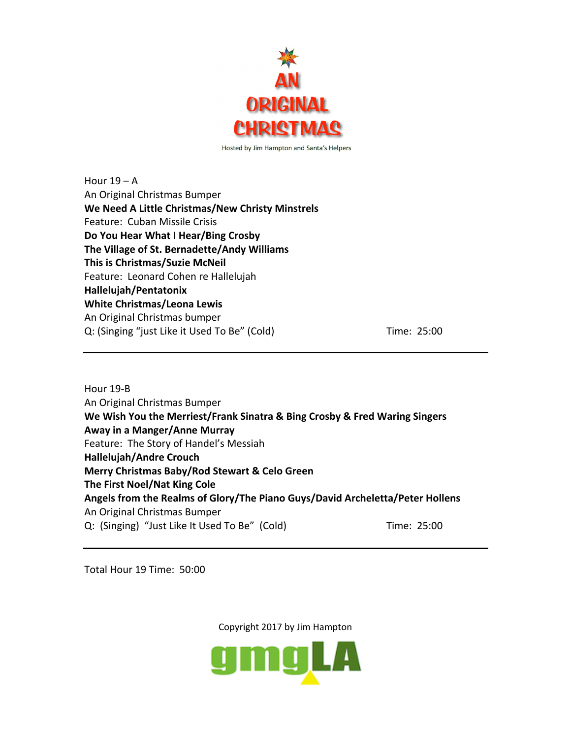# AN ORIGINAL CHRISTMAS

Hosted by Jim Hampton and Santa's Helpers

Hour 19 – A
An Original Christmas Bumper
**We Need A Little Christmas/New Christy Minstrels**
Feature: Cuban Missile Crisis
**Do You Hear What I Hear/Bing Crosby**
**The Village of St. Bernadette/Andy Williams**
**This is Christmas/Suzie McNeil**
Feature: Leonard Cohen re Hallelujah
**Hallelujah/Pentatonix**
**White Christmas/Leona Lewis**
An Original Christmas bumper
Q: (Singing "just Like it Used To Be" (Cold) Time: 25:00

---

Hour 19-B
An Original Christmas Bumper
**We Wish You the Merriest/Frank Sinatra & Bing Crosby & Fred Waring Singers**
**Away in a Manger/Anne Murray**
Feature: The Story of Handel's Messiah
**Hallelujah/Andre Crouch**
**Merry Christmas Baby/Rod Stewart & Celo Green**
**The First Noel/Nat King Cole**
**Angels from the Realms of Glory/The Piano Guys/David Archeletta/Peter Hollens**
An Original Christmas Bumper
Q: (Singing) "Just Like It Used To Be" (Cold) Time: 25:00

---

Total Hour 19 Time: 50:00

Copyright 2017 by Jim Hampton

gmgLA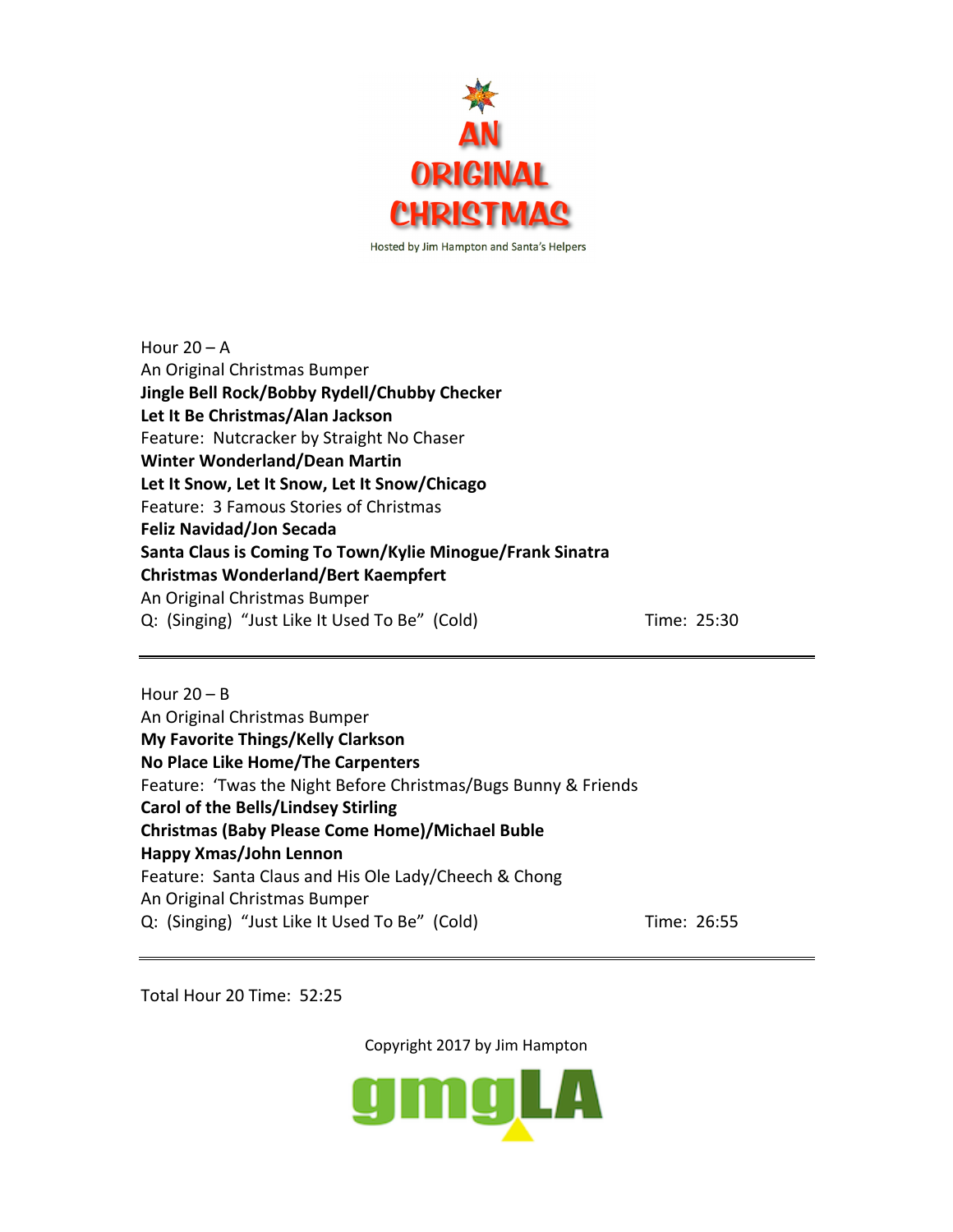# AN ORIGINAL CHRISTMAS

Hosted by Jim Hampton and Santa's Helpers

Hour 20 – A
An Original Christmas Bumper
**Jingle Bell Rock/Bobby Rydell/Chubby Checker**
**Let It Be Christmas/Alan Jackson**
Feature: Nutcracker by Straight No Chaser
**Winter Wonderland/Dean Martin**
**Let It Snow, Let It Snow, Let It Snow/Chicago**
Feature: 3 Famous Stories of Christmas
**Feliz Navidad/Jon Secada**
**Santa Claus is Coming To Town/Kylie Minogue/Frank Sinatra**
**Christmas Wonderland/Bert Kaempfert**
An Original Christmas Bumper
Q: (Singing) "Just Like It Used To Be" (Cold) Time: 25:30

---

Hour 20 – B
An Original Christmas Bumper
**My Favorite Things/Kelly Clarkson**
**No Place Like Home/The Carpenters**
Feature: 'Twas the Night Before Christmas/Bugs Bunny & Friends
**Carol of the Bells/Lindsey Stirling**
**Christmas (Baby Please Come Home)/Michael Buble**
**Happy Xmas/John Lennon**
Feature: Santa Claus and His Ole Lady/Cheech & Chong
An Original Christmas Bumper
Q: (Singing) "Just Like It Used To Be" (Cold) Time: 26:55

---

Total Hour 20 Time: 52:25

Copyright 2017 by Jim Hampton

gmgLA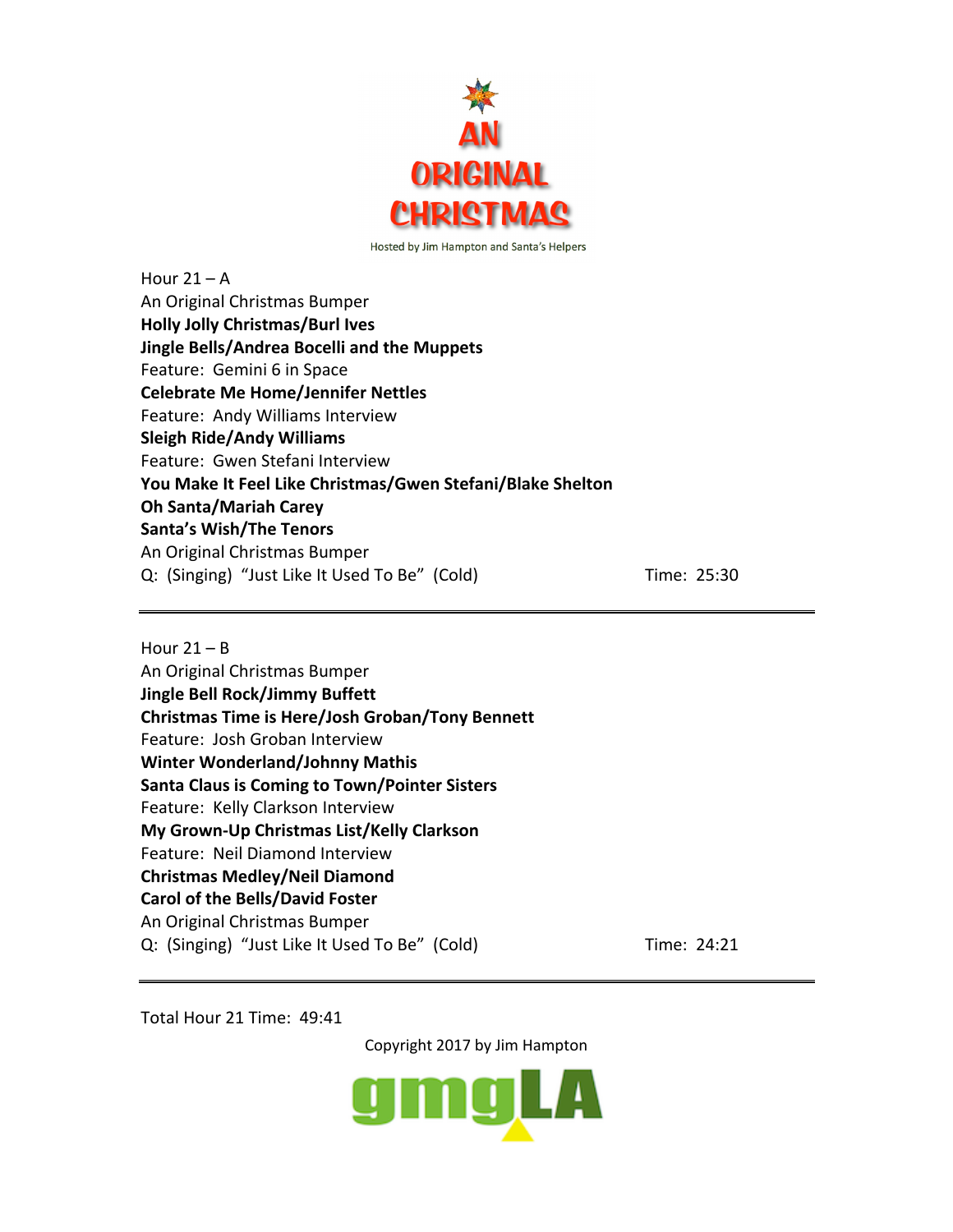# AN ORIGINAL CHRISTMAS

Hosted by Jim Hampton and Santa's Helpers

Hour 21 – A
An Original Christmas Bumper
**Holly Jolly Christmas/Burl Ives**
**Jingle Bells/Andrea Bocelli and the Muppets**
Feature: Gemini 6 in Space
**Celebrate Me Home/Jennifer Nettles**
Feature: Andy Williams Interview
**Sleigh Ride/Andy Williams**
Feature: Gwen Stefani Interview
**You Make It Feel Like Christmas/Gwen Stefani/Blake Shelton**
**Oh Santa/Mariah Carey**
**Santa's Wish/The Tenors**
An Original Christmas Bumper
Q: (Singing) "Just Like It Used To Be" (Cold) Time: 25:30

---

Hour 21 – B
An Original Christmas Bumper
**Jingle Bell Rock/Jimmy Buffett**
**Christmas Time is Here/Josh Groban/Tony Bennett**
Feature: Josh Groban Interview
**Winter Wonderland/Johnny Mathis**
**Santa Claus is Coming to Town/Pointer Sisters**
Feature: Kelly Clarkson Interview
**My Grown-Up Christmas List/Kelly Clarkson**
Feature: Neil Diamond Interview
**Christmas Medley/Neil Diamond**
**Carol of the Bells/David Foster**
An Original Christmas Bumper
Q: (Singing) "Just Like It Used To Be" (Cold) Time: 24:21

---

Total Hour 21 Time: 49:41

Copyright 2017 by Jim Hampton

gmgLA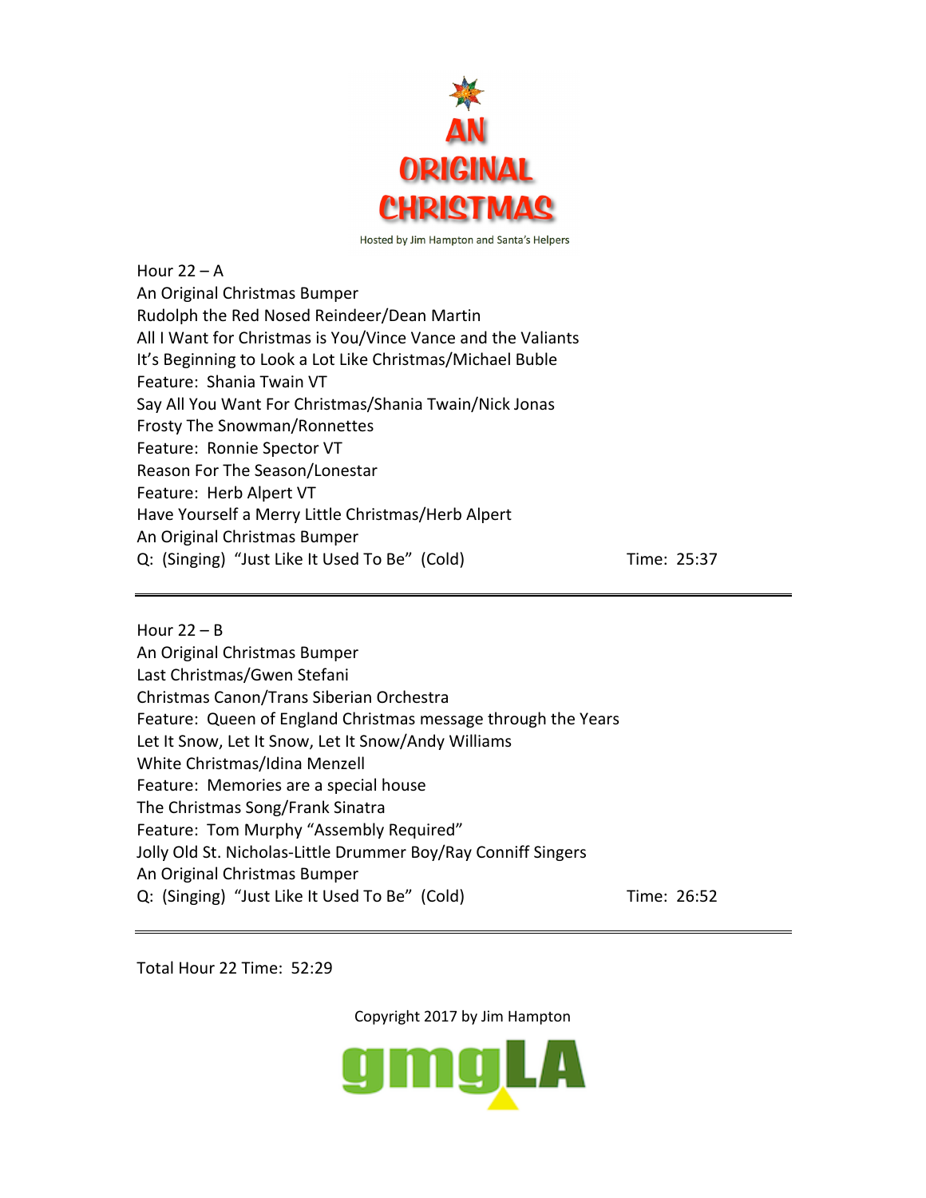# AN ORIGINAL CHRISTMAS

Hosted by Jim Hampton and Santa's Helpers

Hour 22 – A
An Original Christmas Bumper
Rudolph the Red Nosed Reindeer/Dean Martin
All I Want for Christmas is You/Vince Vance and the Valiants
It's Beginning to Look a Lot Like Christmas/Michael Buble
Feature: Shania Twain VT
Say All You Want For Christmas/Shania Twain/Nick Jonas
Frosty The Snowman/Ronnettes
Feature: Ronnie Spector VT
Reason For The Season/Lonestar
Feature: Herb Alpert VT
Have Yourself a Merry Little Christmas/Herb Alpert
An Original Christmas Bumper
Q: (Singing) "Just Like It Used To Be" (Cold) Time: 25:37

---

Hour 22 – B
An Original Christmas Bumper
Last Christmas/Gwen Stefani
Christmas Canon/Trans Siberian Orchestra
Feature: Queen of England Christmas message through the Years
Let It Snow, Let It Snow, Let It Snow/Andy Williams
White Christmas/Idina Menzell
Feature: Memories are a special house
The Christmas Song/Frank Sinatra
Feature: Tom Murphy "Assembly Required"
Jolly Old St. Nicholas-Little Drummer Boy/Ray Conniff Singers
An Original Christmas Bumper
Q: (Singing) "Just Like It Used To Be" (Cold) Time: 26:52

---

Total Hour 22 Time: 52:29

Copyright 2017 by Jim Hampton

gmgLA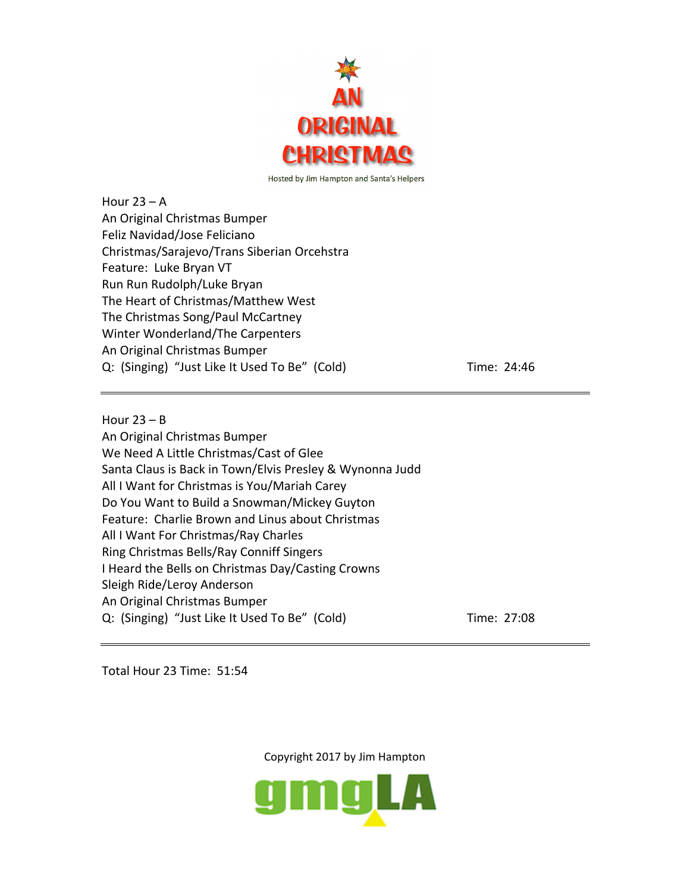# AN ORIGINAL CHRISTMAS

Hosted by Jim Hampton and Santa's Helpers

Hour 23 – A
An Original Christmas Bumper
Feliz Navidad/Jose Feliciano
Christmas/Sarajevo/Trans Siberian Orcehstra
Feature: Luke Bryan VT
Run Run Rudolph/Luke Bryan
The Heart of Christmas/Matthew West
The Christmas Song/Paul McCartney
Winter Wonderland/The Carpenters
An Original Christmas Bumper
Q: (Singing) "Just Like It Used To Be" (Cold) Time: 24:46

---

Hour 23 – B
An Original Christmas Bumper
We Need A Little Christmas/Cast of Glee
Santa Claus is Back in Town/Elvis Presley & Wynonna Judd
All I Want for Christmas is You/Mariah Carey
Do You Want to Build a Snowman/Mickey Guyton
Feature: Charlie Brown and Linus about Christmas
All I Want For Christmas/Ray Charles
Ring Christmas Bells/Ray Conniff Singers
I Heard the Bells on Christmas Day/Casting Crowns
Sleigh Ride/Leroy Anderson
An Original Christmas Bumper
Q: (Singing) "Just Like It Used To Be" (Cold) Time: 27:08

---

Total Hour 23 Time: 51:54

Copyright 2017 by Jim Hampton

gmgLA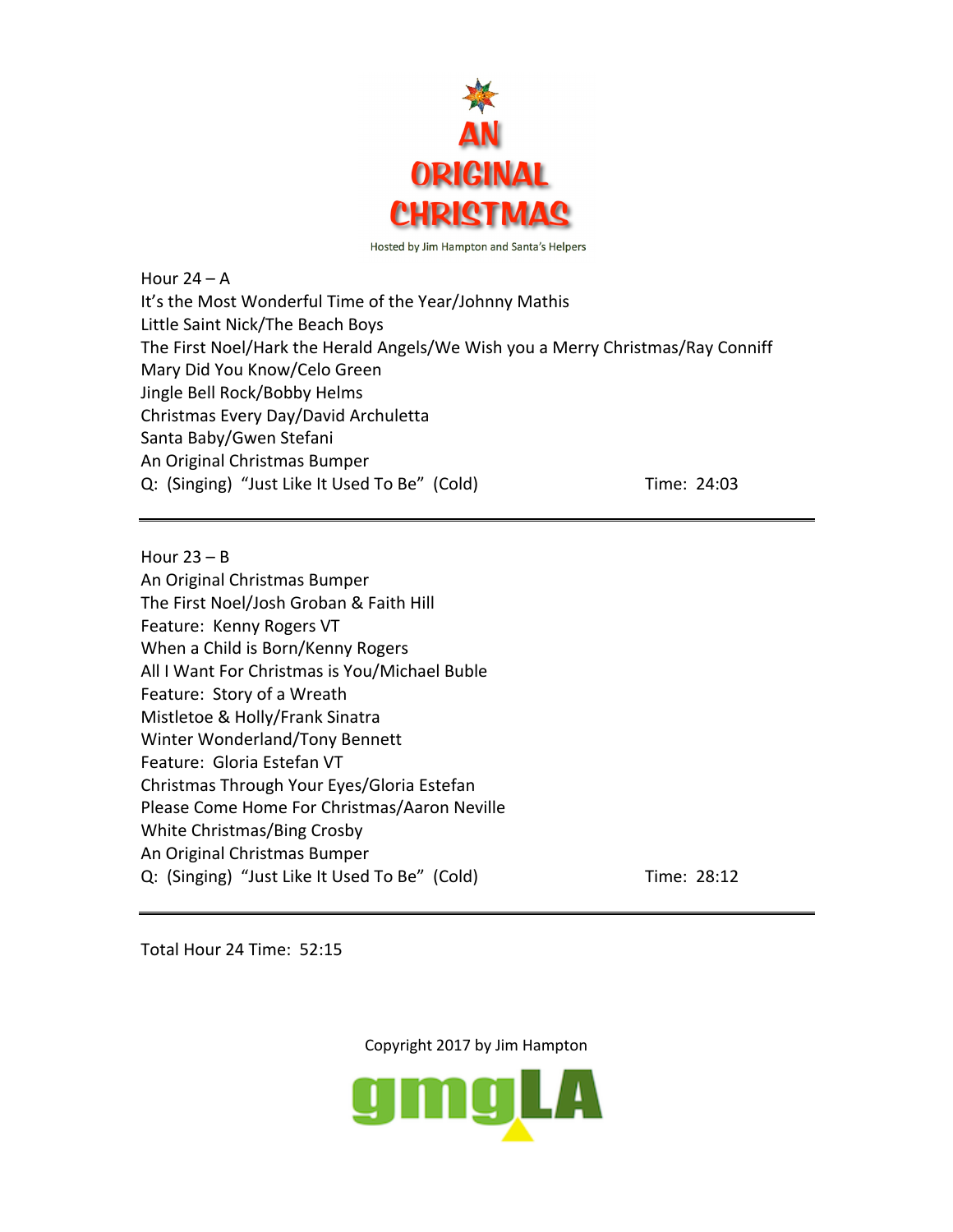# AN ORIGINAL CHRISTMAS

Hosted by Jim Hampton and Santa's Helpers

Hour 24 – A
It's the Most Wonderful Time of the Year/Johnny Mathis
Little Saint Nick/The Beach Boys
The First Noel/Hark the Herald Angels/We Wish you a Merry Christmas/Ray Conniff
Mary Did You Know/Celo Green
Jingle Bell Rock/Bobby Helms
Christmas Every Day/David Archuletta
Santa Baby/Gwen Stefani
An Original Christmas Bumper
Q: (Singing) "Just Like It Used To Be" (Cold) Time: 24:03

---

Hour 23 – B
An Original Christmas Bumper
The First Noel/Josh Groban & Faith Hill
Feature: Kenny Rogers VT
When a Child is Born/Kenny Rogers
All I Want For Christmas is You/Michael Buble
Feature: Story of a Wreath
Mistletoe & Holly/Frank Sinatra
Winter Wonderland/Tony Bennett
Feature: Gloria Estefan VT
Christmas Through Your Eyes/Gloria Estefan
Please Come Home For Christmas/Aaron Neville
White Christmas/Bing Crosby
An Original Christmas Bumper
Q: (Singing) "Just Like It Used To Be" (Cold) Time: 28:12

---

Total Hour 24 Time: 52:15

Copyright 2017 by Jim Hampton

gmgLA